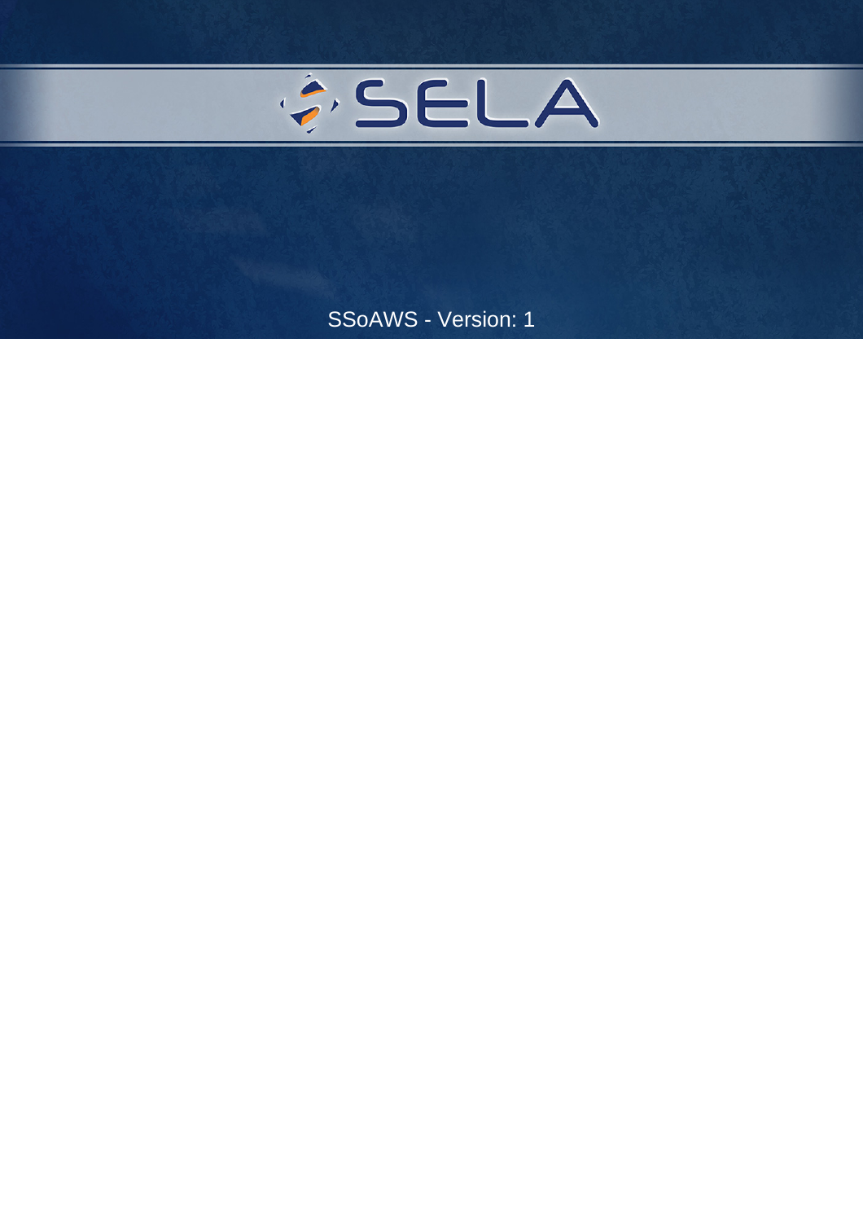# SELA

SSoAWS - Version: 1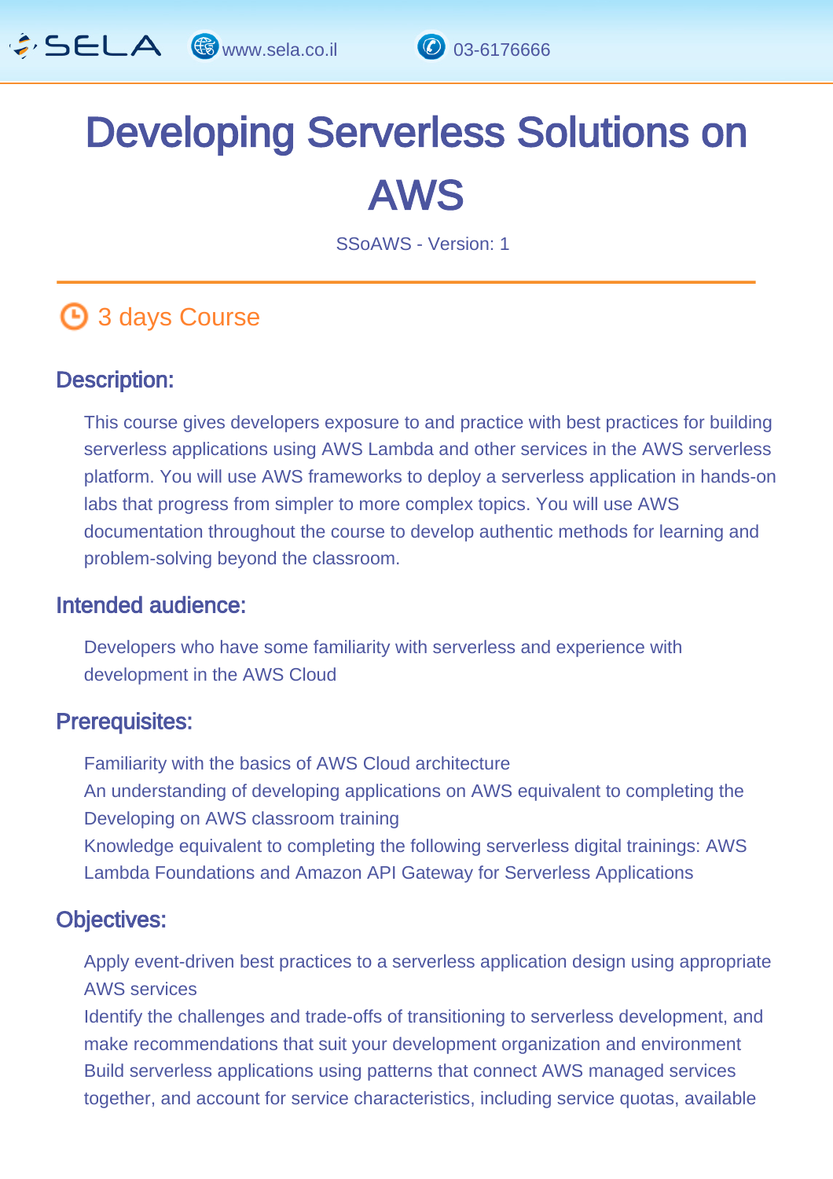# Developing Serverless Solutions on AWS

SSoAWS - Version: 1

3 days Course

## Description:

This course gives developers exposure to and practice with best practices for building serverless applications using AWS Lambda and other services in the AWS serverless platform. You will use AWS frameworks to deploy a serverless application in hands-on labs that progress from simpler to more complex topics. You will use AWS documentation throughout the course to develop authentic methods for learning and problem-solving beyond the classroom.

## Intended audience:

Developers who have some familiarity with serverless and experience with development in the AWS Cloud

## Prerequisites:

Familiarity with the basics of AWS Cloud architecture

An understanding of developing applications on AWS equivalent to completing the Developing on AWS classroom training

Knowledge equivalent to completing the following serverless digital trainings: AWS Lambda Foundations and Amazon API Gateway for Serverless Applications

## Objectives:

Apply event-driven best practices to a serverless application design using appropriate AWS services

Identify the challenges and trade-offs of transitioning to serverless development, and make recommendations that suit your development organization and environment

Build serverless applications using patterns that connect AWS managed services together, and account for service characteristics, including service quotas, available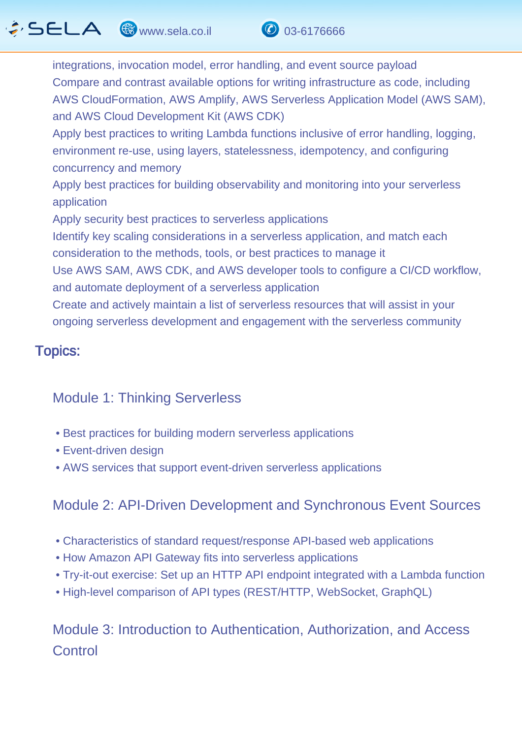integrations, invocation model, error handling, and event source payload

Compare and contrast available options for writing infrastructure as code, including AWS CloudFormation, AWS Amplify, AWS Serverless Application Model (AWS SAM), and AWS Cloud Development Kit (AWS CDK)

Apply best practices to writing Lambda functions inclusive of error handling, logging, environment re-use, using layers, statelessness, idempotency, and configuring concurrency and memory

Apply best practices for building observability and monitoring into your serverless application

Apply security best practices to serverless applications

Identify key scaling considerations in a serverless application, and match each consideration to the methods, tools, or best practices to manage it

Use AWS SAM, AWS CDK, and AWS developer tools to configure a CI/CD workflow, and automate deployment of a serverless application

Create and actively maintain a list of serverless resources that will assist in your ongoing serverless development and engagement with the serverless community

## Topics:

### Module 1: Thinking Serverless

- Best practices for building modern serverless applications
- Event-driven design
- AWS services that support event-driven serverless applications

### Module 2: API-Driven Development and Synchronous Event Sources

- Characteristics of standard request/response API-based web applications
- How Amazon API Gateway fits into serverless applications
- Try-it-out exercise: Set up an HTTP API endpoint integrated with a Lambda function
- High-level comparison of API types (REST/HTTP, WebSocket, GraphQL)

### Module 3: Introduction to Authentication, Authorization, and Access Control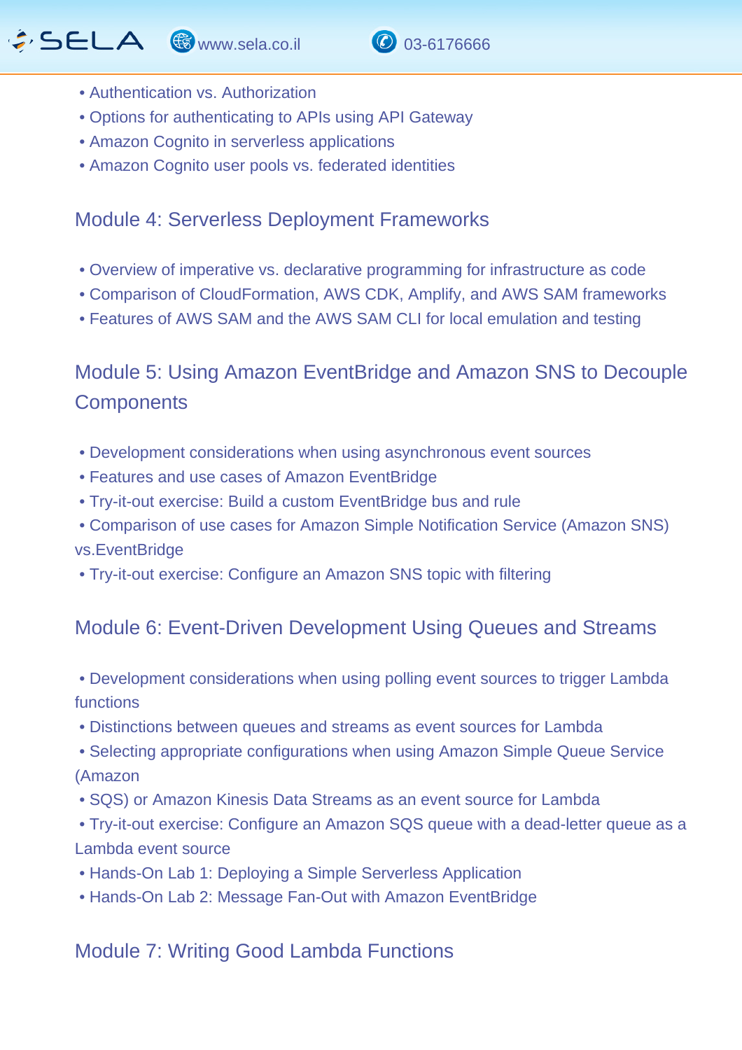- Authentication vs. Authorization
- Options for authenticating to APIs using API Gateway
- Amazon Cognito in serverless applications
- Amazon Cognito user pools vs. federated identities

## Module 4: Serverless Deployment Frameworks

- Overview of imperative vs. declarative programming for infrastructure as code
- Comparison of CloudFormation, AWS CDK, Amplify, and AWS SAM frameworks
- Features of AWS SAM and the AWS SAM CLI for local emulation and testing

## Module 5: Using Amazon EventBridge and Amazon SNS to Decouple Components

- Development considerations when using asynchronous event sources
- Features and use cases of Amazon EventBridge
- Try-it-out exercise: Build a custom EventBridge bus and rule
- Comparison of use cases for Amazon Simple Notification Service (Amazon SNS) vs.EventBridge
- Try-it-out exercise: Configure an Amazon SNS topic with filtering

## Module 6: Event-Driven Development Using Queues and Streams

- Development considerations when using polling event sources to trigger Lambda functions
- Distinctions between queues and streams as event sources for Lambda
- Selecting appropriate configurations when using Amazon Simple Queue Service (Amazon
- SQS) or Amazon Kinesis Data Streams as an event source for Lambda
- Try-it-out exercise: Configure an Amazon SQS queue with a dead-letter queue as a Lambda event source
- Hands-On Lab 1: Deploying a Simple Serverless Application
- Hands-On Lab 2: Message Fan-Out with Amazon EventBridge

## Module 7: Writing Good Lambda Functions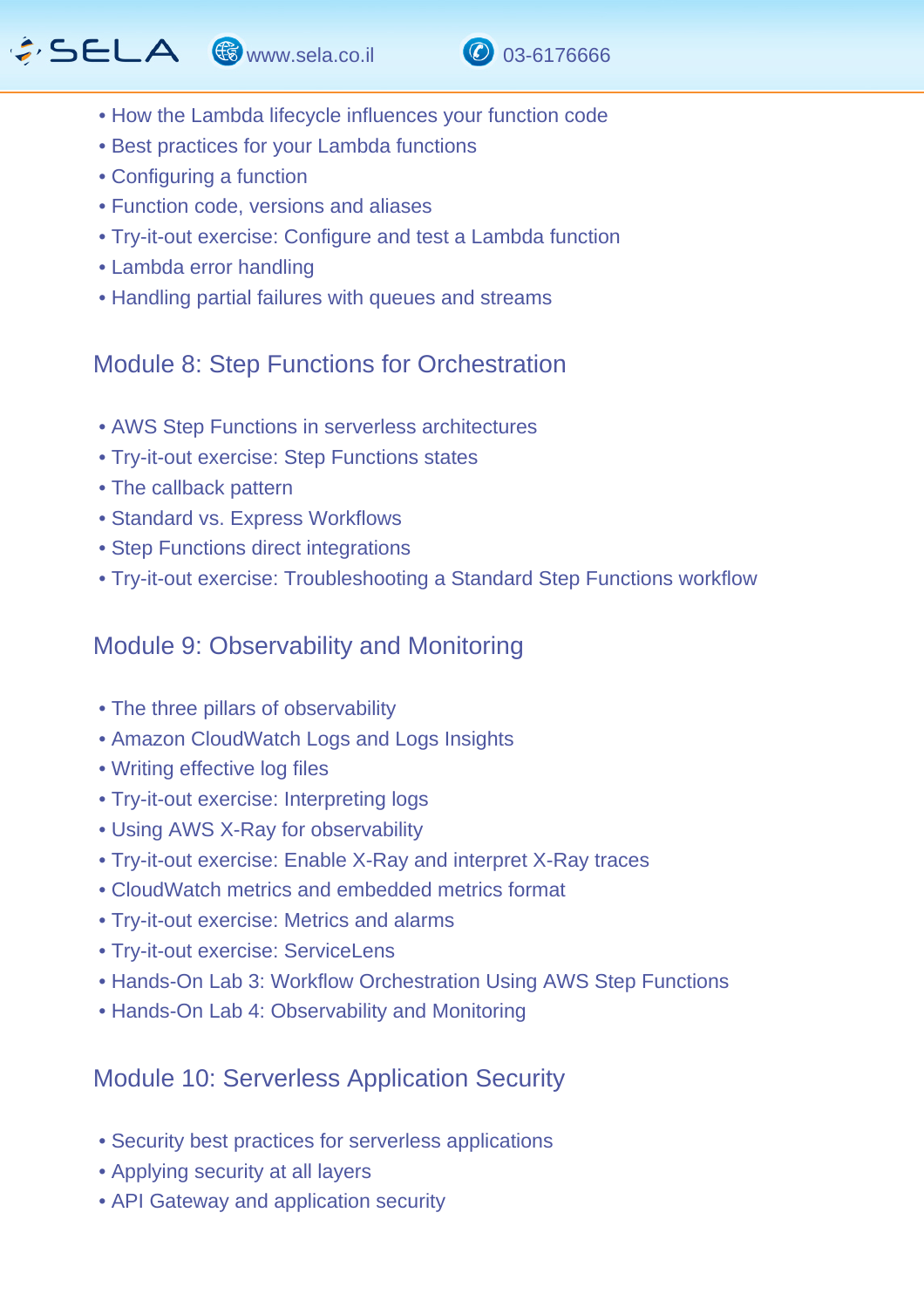- How the Lambda lifecycle influences your function code
- Best practices for your Lambda functions
- Configuring a function
- Function code, versions and aliases
- Try-it-out exercise: Configure and test a Lambda function
- Lambda error handling
- Handling partial failures with queues and streams

## Module 8: Step Functions for Orchestration

- AWS Step Functions in serverless architectures
- Try-it-out exercise: Step Functions states
- The callback pattern
- Standard vs. Express Workflows
- Step Functions direct integrations
- Try-it-out exercise: Troubleshooting a Standard Step Functions workflow

## Module 9: Observability and Monitoring

- The three pillars of observability
- Amazon CloudWatch Logs and Logs Insights
- Writing effective log files
- Try-it-out exercise: Interpreting logs
- Using AWS X-Ray for observability
- Try-it-out exercise: Enable X-Ray and interpret X-Ray traces
- CloudWatch metrics and embedded metrics format
- Try-it-out exercise: Metrics and alarms
- Try-it-out exercise: ServiceLens
- Hands-On Lab 3: Workflow Orchestration Using AWS Step Functions
- Hands-On Lab 4: Observability and Monitoring

## Module 10: Serverless Application Security

- Security best practices for serverless applications
- Applying security at all layers
- API Gateway and application security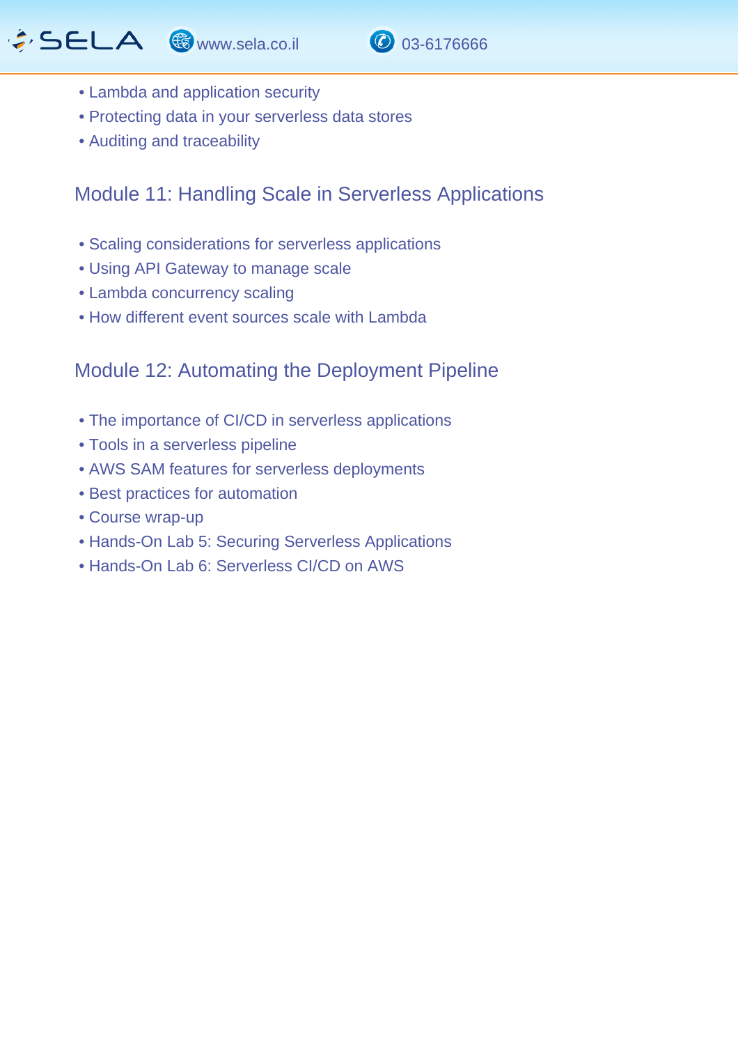- Lambda and application security
- Protecting data in your serverless data stores
- Auditing and traceability

## Module 11: Handling Scale in Serverless Applications

- Scaling considerations for serverless applications
- Using API Gateway to manage scale
- Lambda concurrency scaling
- How different event sources scale with Lambda

## Module 12: Automating the Deployment Pipeline

- The importance of CI/CD in serverless applications
- Tools in a serverless pipeline
- AWS SAM features for serverless deployments
- Best practices for automation
- Course wrap-up
- Hands-On Lab 5: Securing Serverless Applications
- Hands-On Lab 6: Serverless CI/CD on AWS